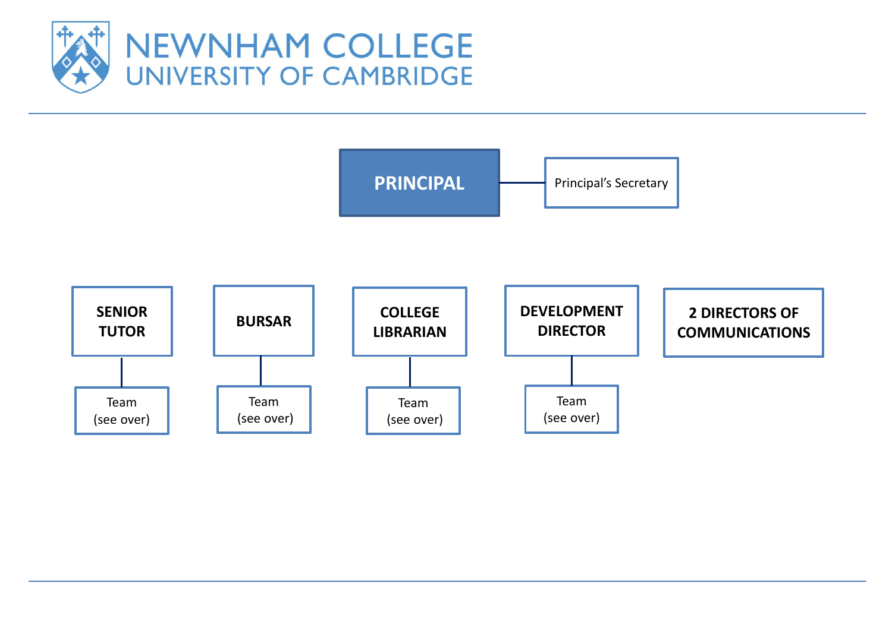# NEWNHAM COLLEGE
## UNIVERSITY OF CAMBRIDGE

**PRINCIPAL**

- Principal's Secretary

**SENIOR TUTOR**

- Team (see over)

**BURSAR**

- Team (see over)

**COLLEGE LIBRARIAN**

- Team (see over)

**DEVELOPMENT DIRECTOR**

- Team (see over)

**2 DIRECTORS OF COMMUNICATIONS**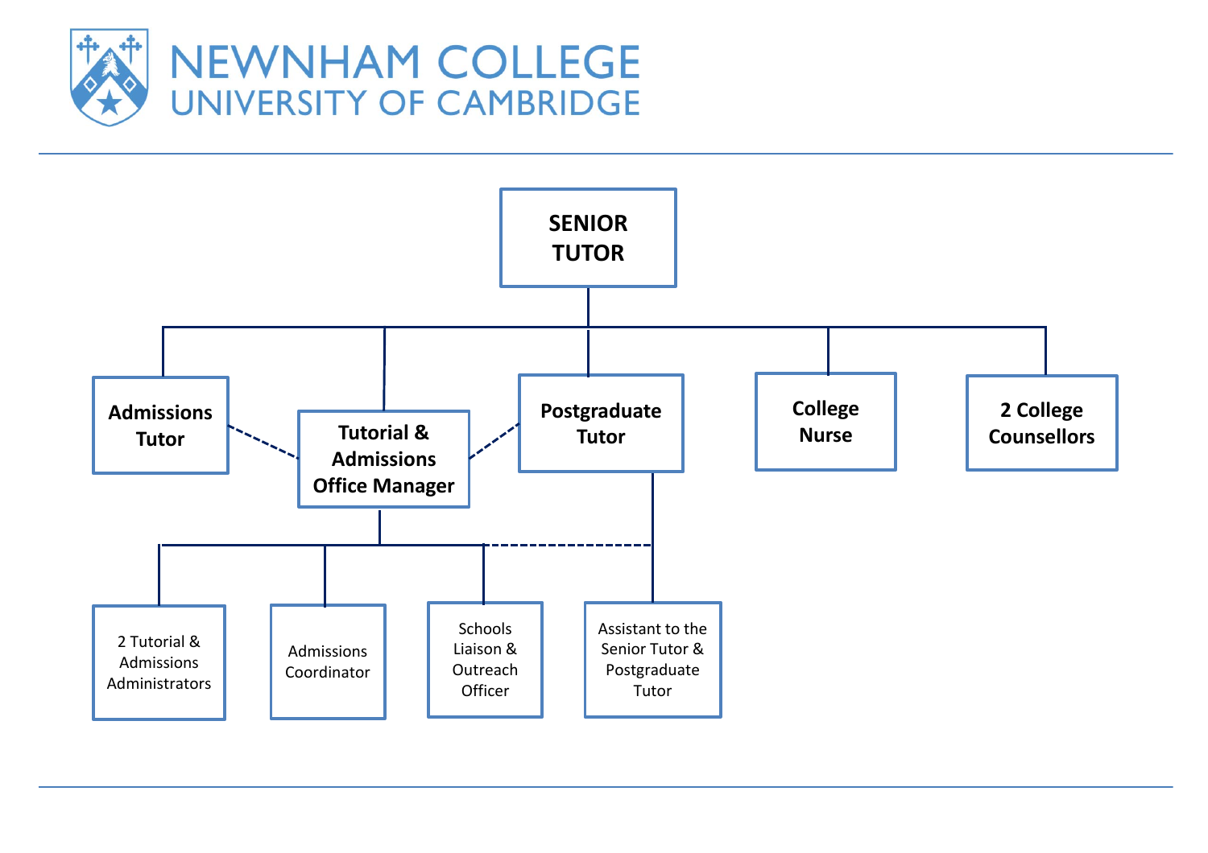# NEWNHAM COLLEGE
## UNIVERSITY OF CAMBRIDGE

**SENIOR TUTOR**

- **Admissions Tutor**
- **Tutorial & Admissions Office Manager**
  - 2 Tutorial & Admissions Administrators
  - Admissions Coordinator
  - Schools Liaison & Outreach Officer
- **Postgraduate Tutor**
  - Assistant to the Senior Tutor & Postgraduate Tutor
- **College Nurse**
- **2 College Counsellors**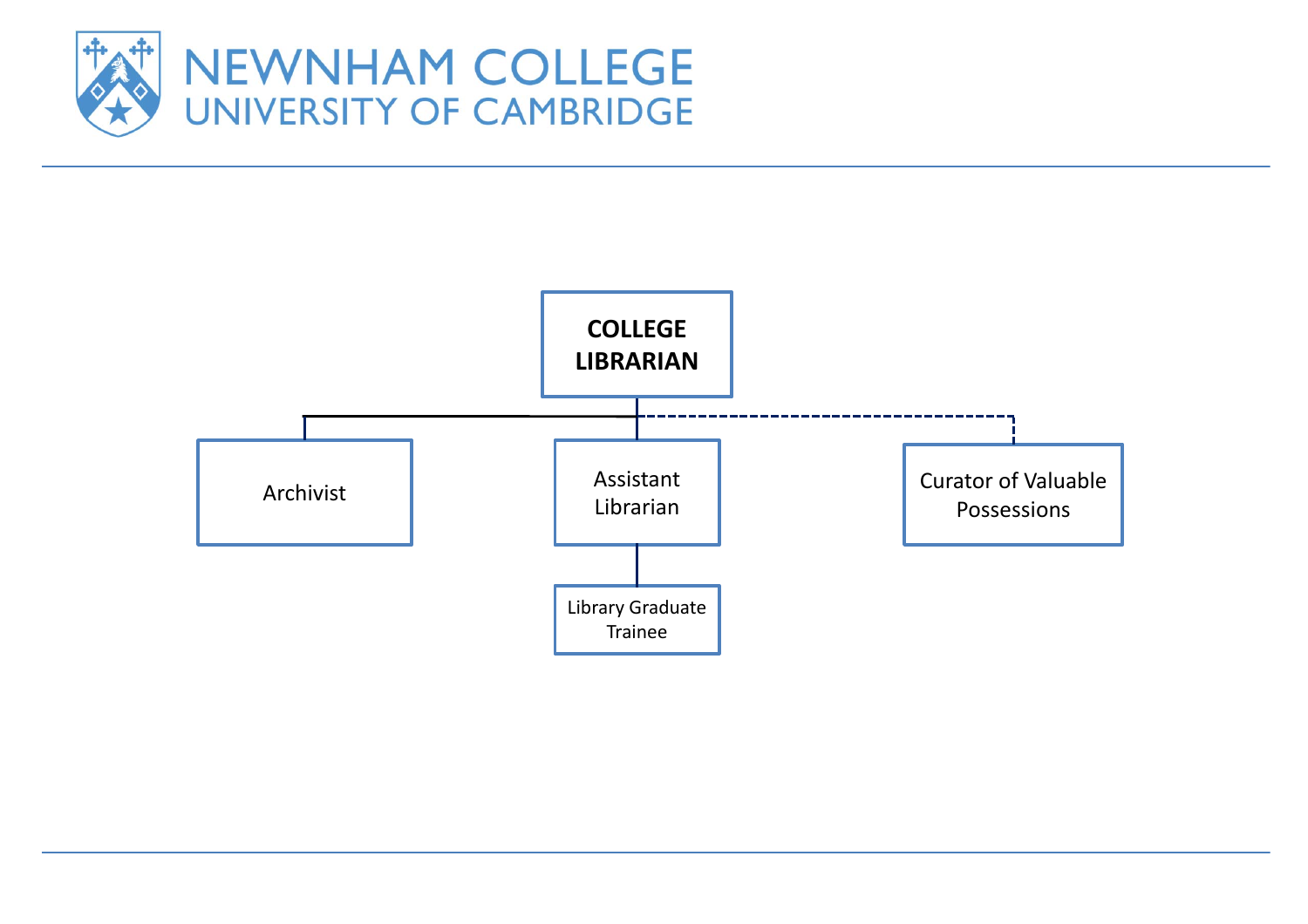NEWNHAM COLLEGE
UNIVERSITY OF CAMBRIDGE

**COLLEGE LIBRARIAN**

- Archivist
- Assistant Librarian
  - Library Graduate Trainee
- Curator of Valuable Possessions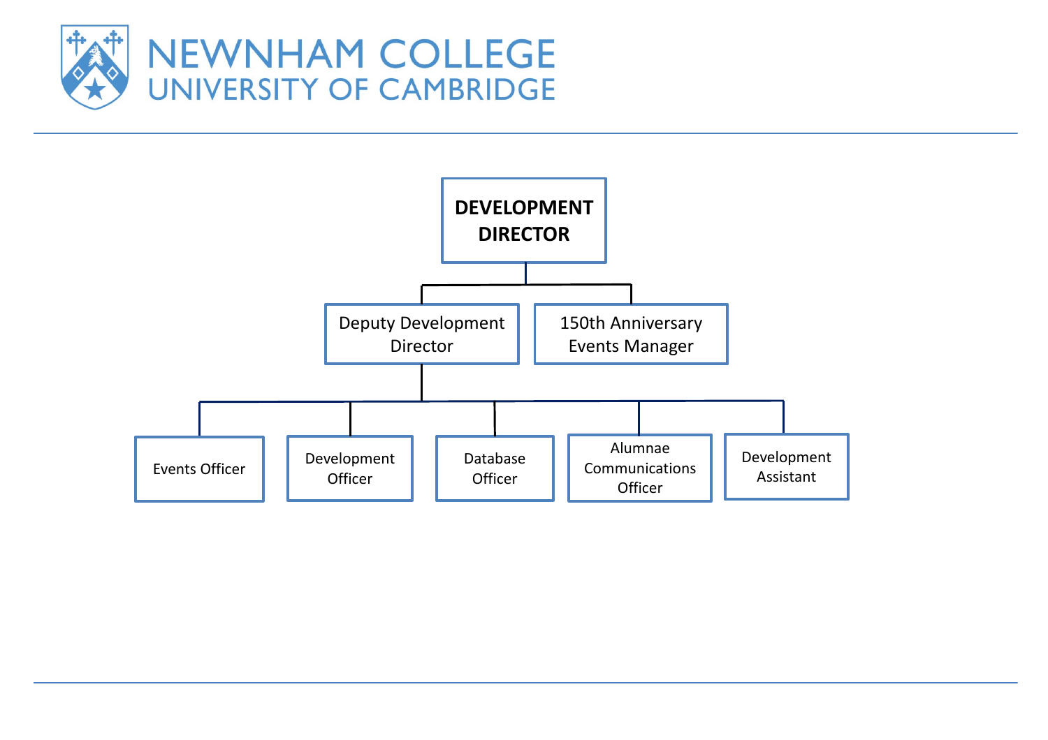# NEWNHAM COLLEGE
## UNIVERSITY OF CAMBRIDGE

**DEVELOPMENT DIRECTOR**

- Deputy Development Director
  - Events Officer
  - Development Officer
  - Database Officer
  - Alumnae Communications Officer
  - Development Assistant
- 150th Anniversary Events Manager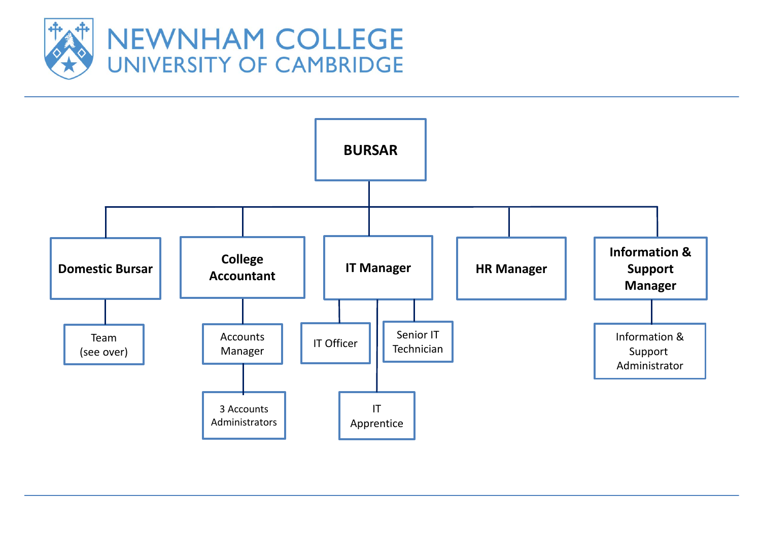# NEWNHAM COLLEGE
## UNIVERSITY OF CAMBRIDGE

**BURSAR**

- **Domestic Bursar**
  - Team (see over)
- **College Accountant**
  - Accounts Manager
    - 3 Accounts Administrators
- **IT Manager**
  - IT Officer
  - Senior IT Technician
  - IT Apprentice
- **HR Manager**
- **Information & Support Manager**
  - Information & Support Administrator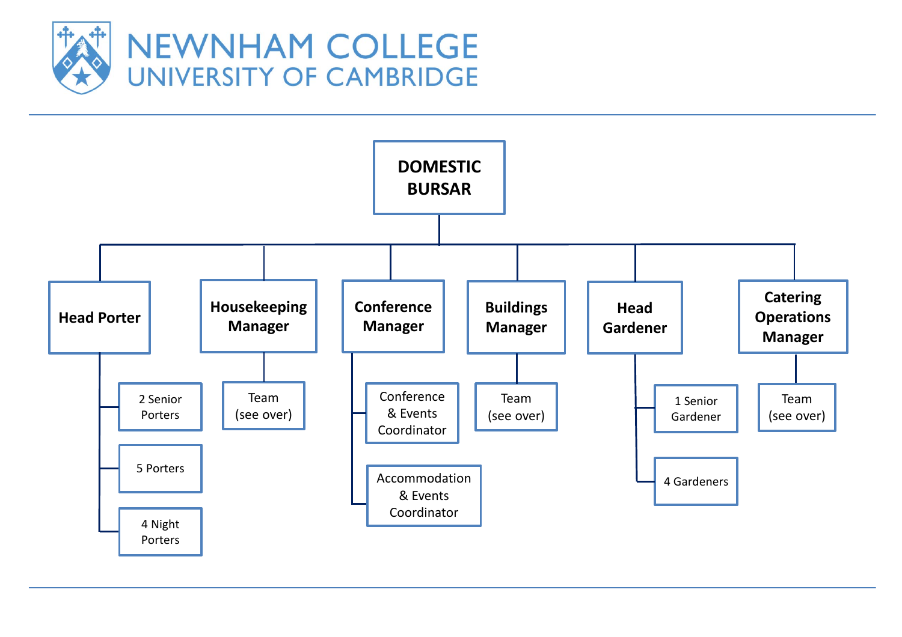# NEWNHAM COLLEGE
## UNIVERSITY OF CAMBRIDGE

**DOMESTIC BURSAR**

- **Head Porter**
  - 2 Senior Porters
  - 5 Porters
  - 4 Night Porters
- **Housekeeping Manager**
  - Team (see over)
- **Conference Manager**
  - Conference & Events Coordinator
  - Accommodation & Events Coordinator
- **Buildings Manager**
  - Team (see over)
- **Head Gardener**
  - 1 Senior Gardener
  - 4 Gardeners
- **Catering Operations Manager**
  - Team (see over)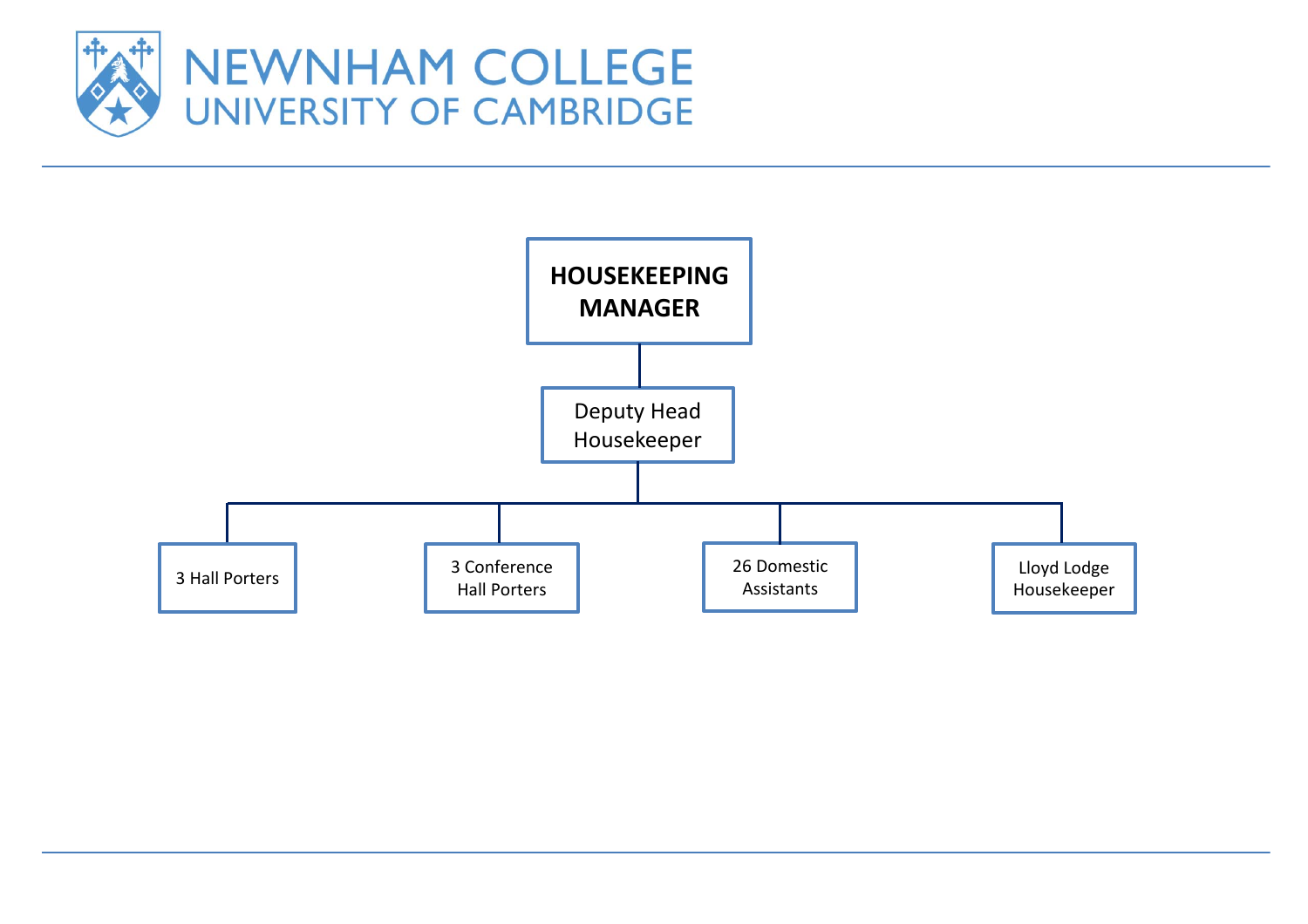NEWNHAM COLLEGE
UNIVERSITY OF CAMBRIDGE

**HOUSEKEEPING MANAGER**

- Deputy Head Housekeeper
  - 3 Hall Porters
  - 3 Conference Hall Porters
  - 26 Domestic Assistants
  - Lloyd Lodge Housekeeper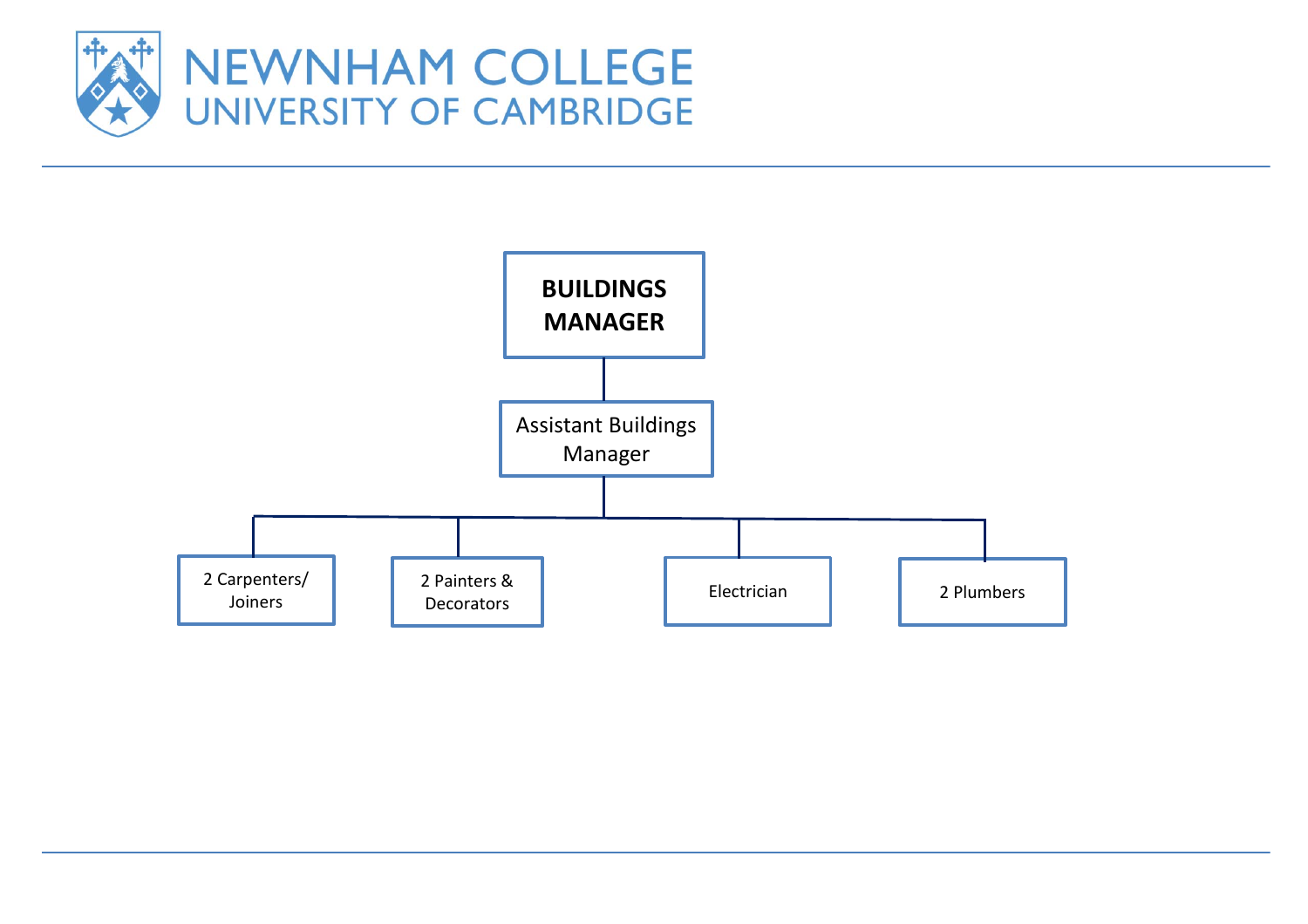NEWNHAM COLLEGE
UNIVERSITY OF CAMBRIDGE

**BUILDINGS MANAGER**

- Assistant Buildings Manager
  - 2 Carpenters/ Joiners
  - 2 Painters & Decorators
  - Electrician
  - 2 Plumbers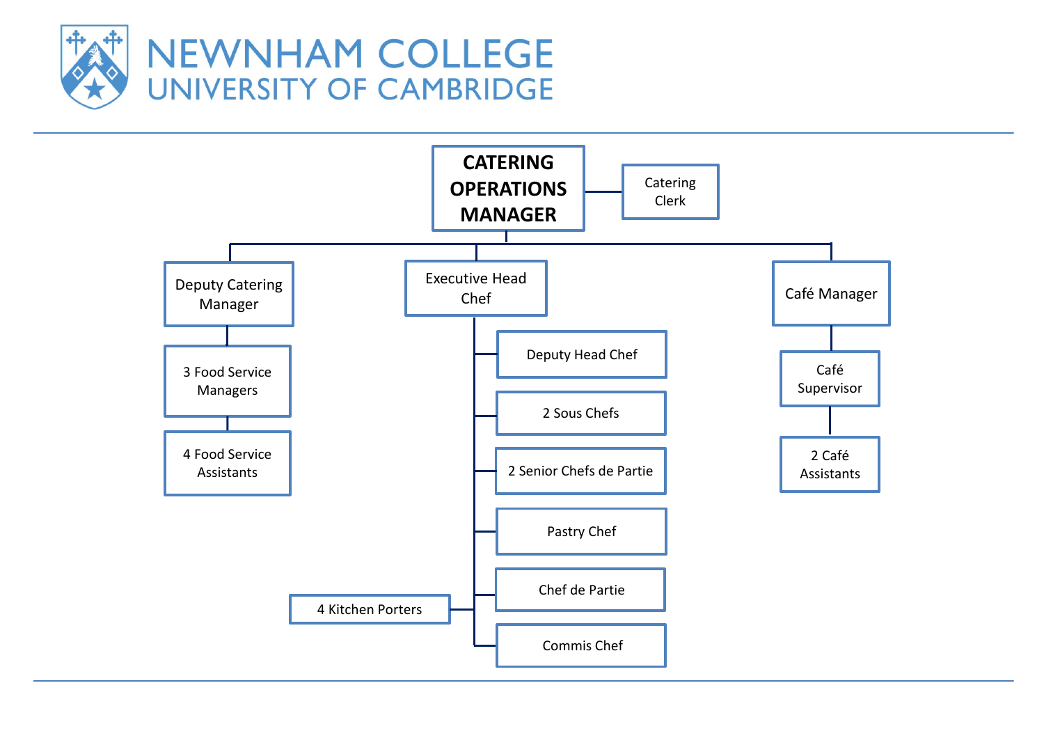NEWNHAM COLLEGE
UNIVERSITY OF CAMBRIDGE

CATERING OPERATIONS MANAGER

Catering Clerk

Deputy Catering Manager

3 Food Service Managers

4 Food Service Assistants

Executive Head Chef

Deputy Head Chef

2 Sous Chefs

2 Senior Chefs de Partie

Pastry Chef

Chef de Partie

Commis Chef

4 Kitchen Porters

Café Manager

Café Supervisor

2 Café Assistants